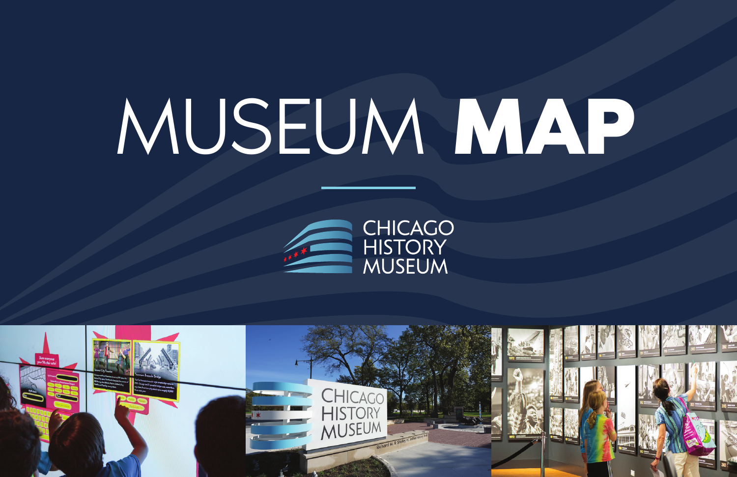# MUSEUM **MAP**

CHICAGO
HISTORY
MUSEUM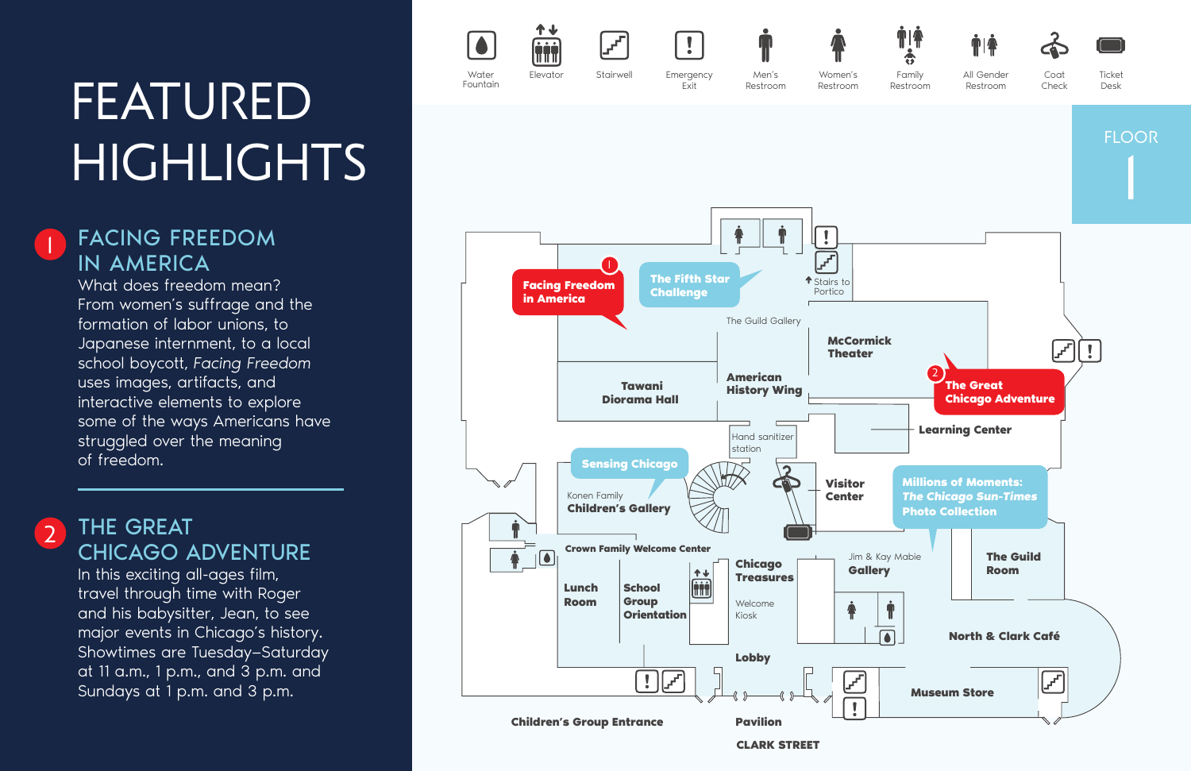# FEATURED HIGHLIGHTS

## 1 FACING FREEDOM IN AMERICA

What does freedom mean? From women's suffrage and the formation of labor unions, to Japanese internment, to a local school boycott, *Facing Freedom* uses images, artifacts, and interactive elements to explore some of the ways Americans have struggled over the meaning of freedom.

## 2 THE GREAT CHICAGO ADVENTURE

In this exciting all-ages film, travel through time with Roger and his babysitter, Jean, to see major events in Chicago's history. Showtimes are Tuesday–Saturday at 11 a.m., 1 p.m., and 3 p.m. and Sundays at 1 p.m. and 3 p.m.

Water Fountain
Elevator
Stairwell
Emergency Exit
Men's Restroom
Women's Restroom
Family Restroom
All Gender Restroom
Coat Check
Ticket Desk

FLOOR 1

Facing Freedom in America
The Fifth Star Challenge
Stairs to Portico
The Guild Gallery
McCormick Theater
Tawani Diorama Hall
American History Wing
The Great Chicago Adventure
Learning Center
Hand sanitizer station
Sensing Chicago
Konen Family Children's Gallery
Visitor Center
Millions of Moments: *The Chicago Sun-Times* Photo Collection
Crown Family Welcome Center
Lunch Room
School Group Orientation
Chicago Treasures
Welcome Kiosk
Jim & Kay Mabie Gallery
The Guild Room
North & Clark Café
Lobby
Museum Store
Children's Group Entrance
Pavilion
CLARK STREET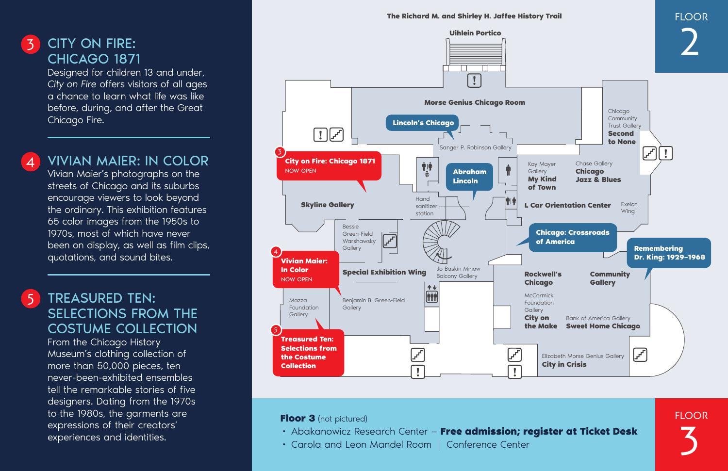## 3 CITY ON FIRE: CHICAGO 1871

Designed for children 13 and under, *City on Fire* offers visitors of all ages a chance to learn what life was like before, during, and after the Great Chicago Fire.

## 4 VIVIAN MAIER: IN COLOR

Vivian Maier's photographs on the streets of Chicago and its suburbs encourage viewers to look beyond the ordinary. This exhibition features 65 color images from the 1950s to 1970s, most of which have never been on display, as well as film clips, quotations, and sound bites.

## 5 TREASURED TEN: SELECTIONS FROM THE COSTUME COLLECTION

From the Chicago History Museum's clothing collection of more than 50,000 pieces, ten never-been-exhibited ensembles tell the remarkable stories of five designers. Dating from the 1970s to the 1980s, the garments are expressions of their creators' experiences and identities.

## FLOOR 2

The Richard M. and Shirley H. Jaffee History Trail

Uihlein Portico

Morse Genius Chicago Room

Lincoln's Chicago

Sanger P. Robinson Gallery

Chicago Community Trust Gallery
**Second to None**

3 **City on Fire: Chicago 1871**
NOW OPEN

**Abraham Lincoln**

Kay Mayer Gallery
**My Kind of Town**

Chase Gallery
**Chicago Jazz & Blues**

**Skyline Gallery**

Hand sanitizer station

**L Car Orientation Center**

Exelon Wing

Bessie Green-Field Warshawsky Gallery

**Chicago: Crossroads of America**

4 **Vivian Maier: In Color**
NOW OPEN

**Special Exhibition Wing**

Jo Baskin Minow Balcony Gallery

**Remembering Dr. King: 1929–1968**

**Rockwell's Chicago**

**Community Gallery**

Mazza Foundation Gallery

Benjamin B. Green-Field Gallery

McCormick Foundation Gallery
**City on the Make**

Bank of America Gallery
**Sweet Home Chicago**

5 **Treasured Ten: Selections from the Costume Collection**

Elizabeth Morse Genius Gallery
**City in Crisis**

## FLOOR 3

**Floor 3** (not pictured)

- Abakanowicz Research Center – **Free admission; register at Ticket Desk**
- Carola and Leon Mandel Room | Conference Center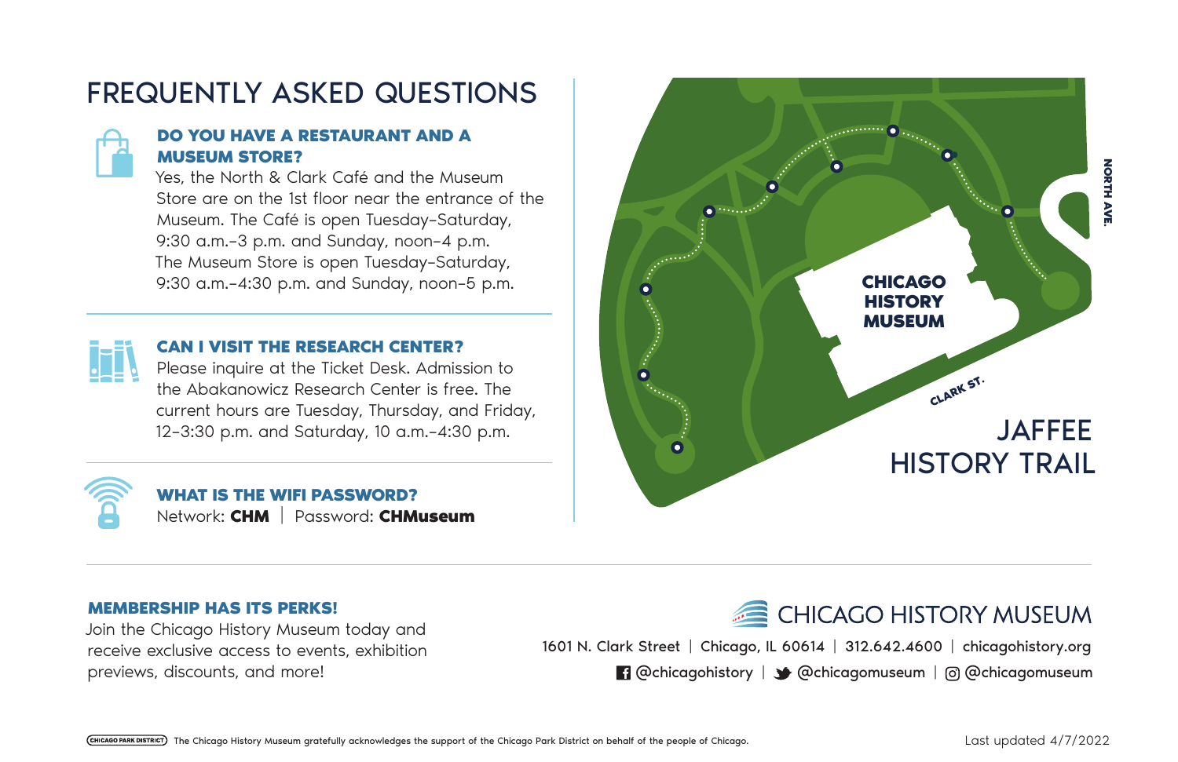# FREQUENTLY ASKED QUESTIONS

### DO YOU HAVE A RESTAURANT AND A MUSEUM STORE?

Yes, the North & Clark Café and the Museum Store are on the 1st floor near the entrance of the Museum. The Café is open Tuesday–Saturday, 9:30 a.m.–3 p.m. and Sunday, noon–4 p.m. The Museum Store is open Tuesday–Saturday, 9:30 a.m.–4:30 p.m. and Sunday, noon–5 p.m.

### CAN I VISIT THE RESEARCH CENTER?

Please inquire at the Ticket Desk. Admission to the Abakanowicz Research Center is free. The current hours are Tuesday, Thursday, and Friday, 12–3:30 p.m. and Saturday, 10 a.m.–4:30 p.m.

### WHAT IS THE WIFI PASSWORD?

Network: **CHM** | Password: **CHMuseum**

CHICAGO HISTORY MUSEUM

CLARK ST.

NORTH AVE.

## JAFFEE HISTORY TRAIL

### MEMBERSHIP HAS ITS PERKS!

Join the Chicago History Museum today and receive exclusive access to events, exhibition previews, discounts, and more!

CHICAGO HISTORY MUSEUM

1601 N. Clark Street | Chicago, IL 60614 | 312.642.4600 | chicagohistory.org

@chicagohistory | @chicagomuseum | @chicagomuseum

CHICAGO PARK DISTRICT The Chicago History Museum gratefully acknowledges the support of the Chicago Park District on behalf of the people of Chicago.

Last updated 4/7/2022